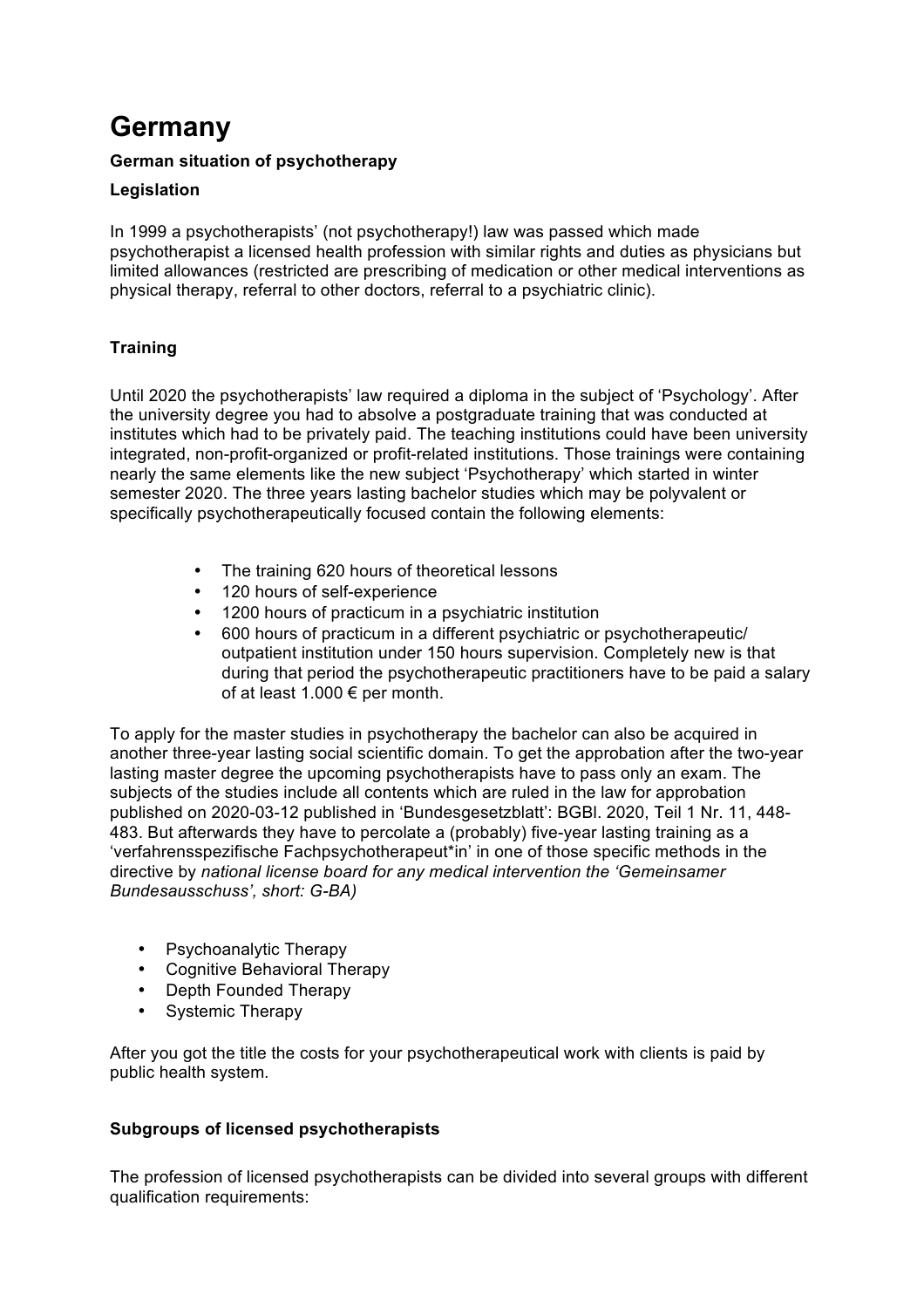# Germany

**German situation of psychotherapy**

**Legislation**

In 1999 a psychotherapists' (not psychotherapy!) law was passed which made psychotherapist a licensed health profession with similar rights and duties as physicians but limited allowances (restricted are prescribing of medication or other medical interventions as physical therapy, referral to other doctors, referral to a psychiatric clinic).

**Training**

Until 2020 the psychotherapists' law required a diploma in the subject of 'Psychology'. After the university degree you had to absolve a postgraduate training that was conducted at institutes which had to be privately paid. The teaching institutions could have been university integrated, non-profit-organized or profit-related institutions. Those trainings were containing nearly the same elements like the new subject 'Psychotherapy' which started in winter semester 2020. The three years lasting bachelor studies which may be polyvalent or specifically psychotherapeutically focused contain the following elements:

- The training 620 hours of theoretical lessons
- 120 hours of self-experience
- 1200 hours of practicum in a psychiatric institution
- 600 hours of practicum in a different psychiatric or psychotherapeutic/ outpatient institution under 150 hours supervision. Completely new is that during that period the psychotherapeutic practitioners have to be paid a salary of at least 1.000 € per month.

To apply for the master studies in psychotherapy the bachelor can also be acquired in another three-year lasting social scientific domain. To get the approbation after the two-year lasting master degree the upcoming psychotherapists have to pass only an exam. The subjects of the studies include all contents which are ruled in the law for approbation published on 2020-03-12 published in 'Bundesgesetzblatt': BGBl. 2020, Teil 1 Nr. 11, 448-483. But afterwards they have to percolate a (probably) five-year lasting training as a 'verfahrensspezifische Fachpsychotherapeut*in' in one of those specific methods in the directive by *national license board for any medical intervention the 'Gemeinsamer Bundesausschuss', short: G-BA)*

- Psychoanalytic Therapy
- Cognitive Behavioral Therapy
- Depth Founded Therapy
- Systemic Therapy

After you got the title the costs for your psychotherapeutical work with clients is paid by public health system.

**Subgroups of licensed psychotherapists**

The profession of licensed psychotherapists can be divided into several groups with different qualification requirements: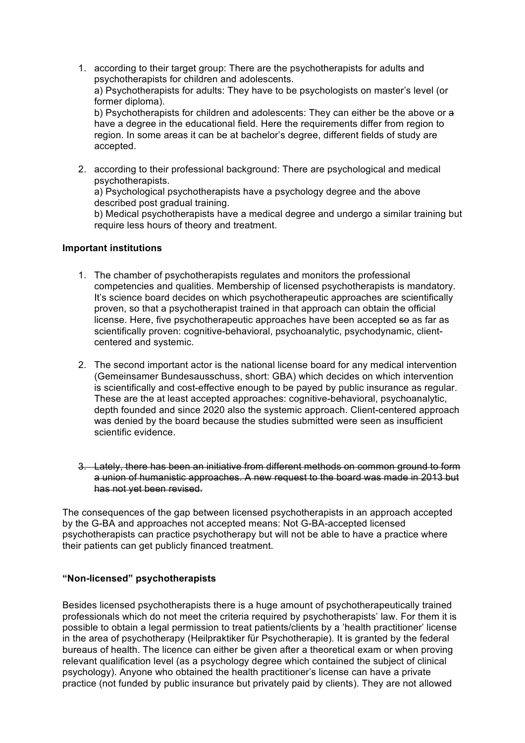1. according to their target group: There are the psychotherapists for adults and psychotherapists for children and adolescents.
   a) Psychotherapists for adults: They have to be psychologists on master's level (or former diploma).
   b) Psychotherapists for children and adolescents: They can either be the above or ~~a~~ have a degree in the educational field. Here the requirements differ from region to region. In some areas it can be at bachelor's degree, different fields of study are accepted.

2. according to their professional background: There are psychological and medical psychotherapists.
   a) Psychological psychotherapists have a psychology degree and the above described post gradual training.
   b) Medical psychotherapists have a medical degree and undergo a similar training but require less hours of theory and treatment.

**Important institutions**

1. The chamber of psychotherapists regulates and monitors the professional competencies and qualities. Membership of licensed psychotherapists is mandatory. It's science board decides on which psychotherapeutic approaches are scientifically proven, so that a psychotherapist trained in that approach can obtain the official license. Here, five psychotherapeutic approaches have been accepted ~~so~~ as far as scientifically proven: cognitive-behavioral, psychoanalytic, psychodynamic, client-centered and systemic.

2. The second important actor is the national license board for any medical intervention (Gemeinsamer Bundesausschuss, short: GBA) which decides on which intervention is scientifically and cost-effective enough to be payed by public insurance as regular. These are the at least accepted approaches: cognitive-behavioral, psychoanalytic, depth founded and since 2020 also the systemic approach. Client-centered approach was denied by the board because the studies submitted were seen as insufficient scientific evidence.

3. ~~Lately, there has been an initiative from different methods on common ground to form a union of humanistic approaches. A new request to the board was made in 2013 but has not yet been revised.~~

The consequences of the gap between licensed psychotherapists in an approach accepted by the G-BA and approaches not accepted means: Not G-BA-accepted licensed psychotherapists can practice psychotherapy but will not be able to have a practice where their patients can get publicly financed treatment.

**"Non-licensed" psychotherapists**

Besides licensed psychotherapists there is a huge amount of psychotherapeutically trained professionals which do not meet the criteria required by psychotherapists' law. For them it is possible to obtain a legal permission to treat patients/clients by a 'health practitioner' license in the area of psychotherapy (Heilpraktiker für Psychotherapie). It is granted by the federal bureaus of health. The licence can either be given after a theoretical exam or when proving relevant qualification level (as a psychology degree which contained the subject of clinical psychology). Anyone who obtained the health practitioner's license can have a private practice (not funded by public insurance but privately paid by clients). They are not allowed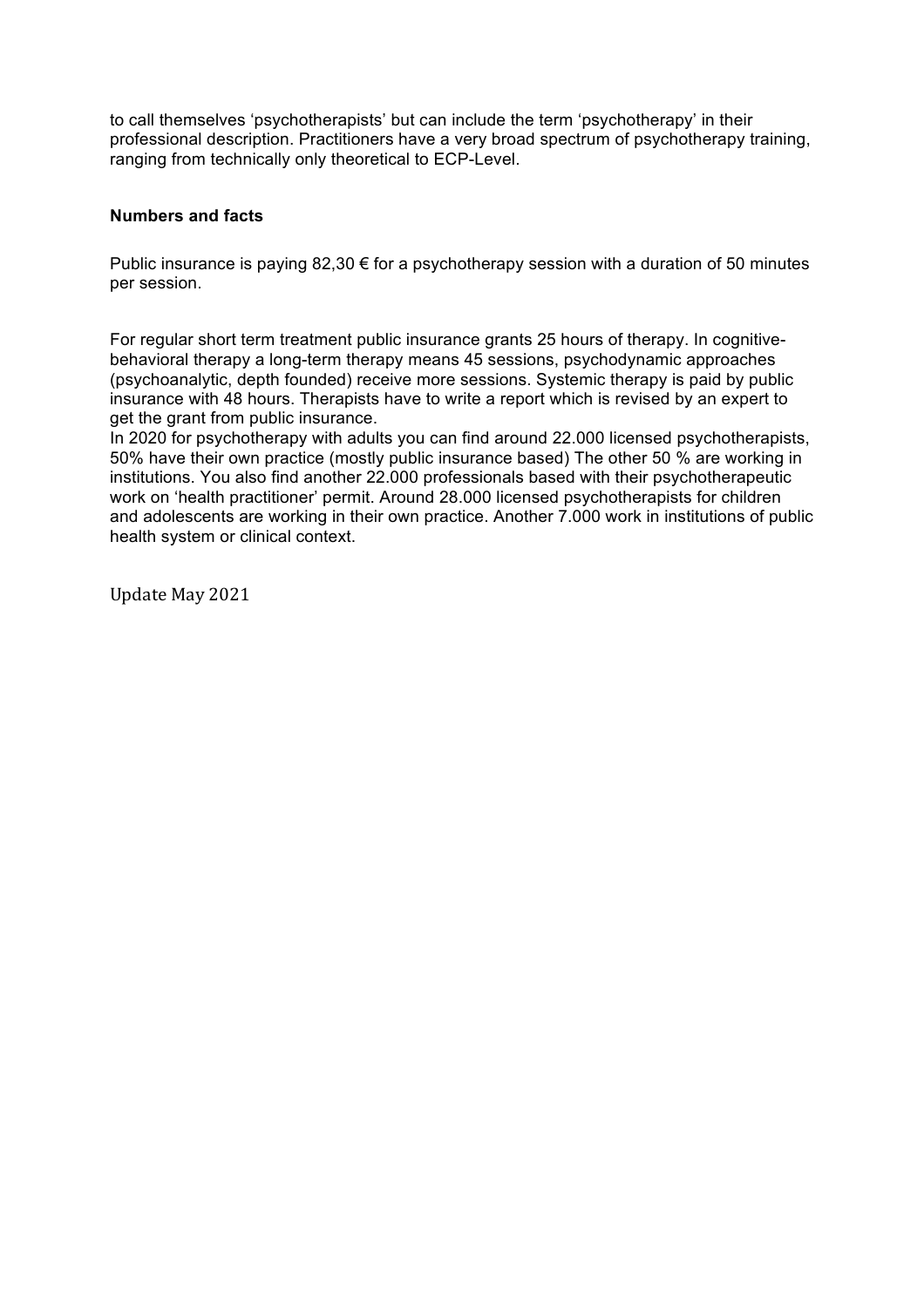to call themselves 'psychotherapists' but can include the term 'psychotherapy' in their professional description. Practitioners have a very broad spectrum of psychotherapy training, ranging from technically only theoretical to ECP-Level.

**Numbers and facts**

Public insurance is paying 82,30 € for a psychotherapy session with a duration of 50 minutes per session.

For regular short term treatment public insurance grants 25 hours of therapy. In cognitive-behavioral therapy a long-term therapy means 45 sessions, psychodynamic approaches (psychoanalytic, depth founded) receive more sessions. Systemic therapy is paid by public insurance with 48 hours. Therapists have to write a report which is revised by an expert to get the grant from public insurance.
In 2020 for psychotherapy with adults you can find around 22.000 licensed psychotherapists, 50% have their own practice (mostly public insurance based) The other 50 % are working in institutions. You also find another 22.000 professionals based with their psychotherapeutic work on 'health practitioner' permit. Around 28.000 licensed psychotherapists for children and adolescents are working in their own practice. Another 7.000 work in institutions of public health system or clinical context.

Update May 2021